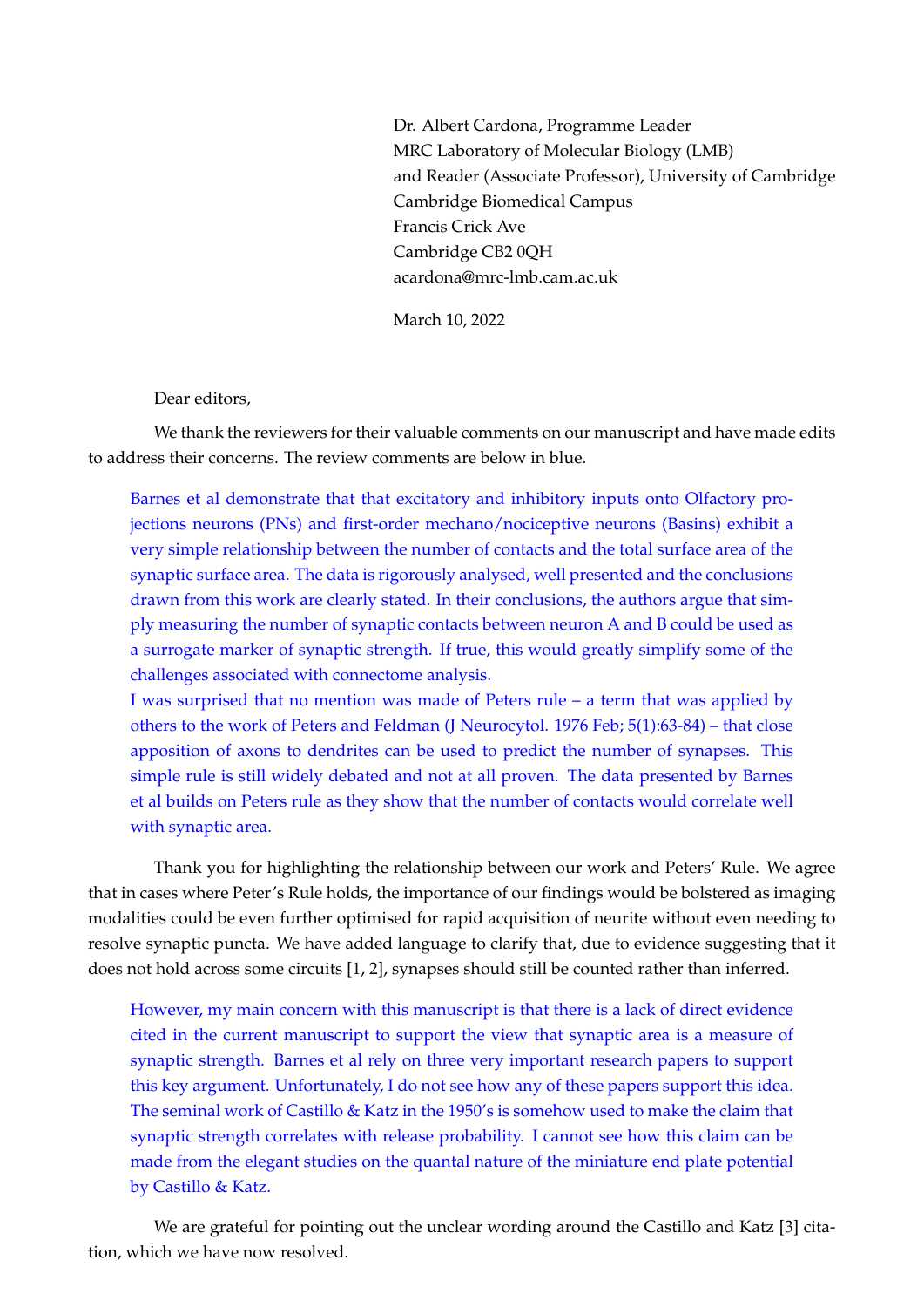Dr. Albert Cardona, Programme Leader
MRC Laboratory of Molecular Biology (LMB)
and Reader (Associate Professor), University of Cambridge
Cambridge Biomedical Campus
Francis Crick Ave
Cambridge CB2 0QH
acardona@mrc-lmb.cam.ac.uk

March 10, 2022

Dear editors,

We thank the reviewers for their valuable comments on our manuscript and have made edits to address their concerns. The review comments are below in blue.

> Barnes et al demonstrate that that excitatory and inhibitory inputs onto Olfactory projections neurons (PNs) and first-order mechano/nociceptive neurons (Basins) exhibit a very simple relationship between the number of contacts and the total surface area of the synaptic surface area. The data is rigorously analysed, well presented and the conclusions drawn from this work are clearly stated. In their conclusions, the authors argue that simply measuring the number of synaptic contacts between neuron A and B could be used as a surrogate marker of synaptic strength. If true, this would greatly simplify some of the challenges associated with connectome analysis.
> I was surprised that no mention was made of Peters rule – a term that was applied by others to the work of Peters and Feldman (J Neurocytol. 1976 Feb; 5(1):63-84) – that close apposition of axons to dendrites can be used to predict the number of synapses. This simple rule is still widely debated and not at all proven. The data presented by Barnes et al builds on Peters rule as they show that the number of contacts would correlate well with synaptic area.

Thank you for highlighting the relationship between our work and Peters' Rule. We agree that in cases where Peter's Rule holds, the importance of our findings would be bolstered as imaging modalities could be even further optimised for rapid acquisition of neurite without even needing to resolve synaptic puncta. We have added language to clarify that, due to evidence suggesting that it does not hold across some circuits [1, 2], synapses should still be counted rather than inferred.

> However, my main concern with this manuscript is that there is a lack of direct evidence cited in the current manuscript to support the view that synaptic area is a measure of synaptic strength. Barnes et al rely on three very important research papers to support this key argument. Unfortunately, I do not see how any of these papers support this idea. The seminal work of Castillo & Katz in the 1950's is somehow used to make the claim that synaptic strength correlates with release probability. I cannot see how this claim can be made from the elegant studies on the quantal nature of the miniature end plate potential by Castillo & Katz.

We are grateful for pointing out the unclear wording around the Castillo and Katz [3] citation, which we have now resolved.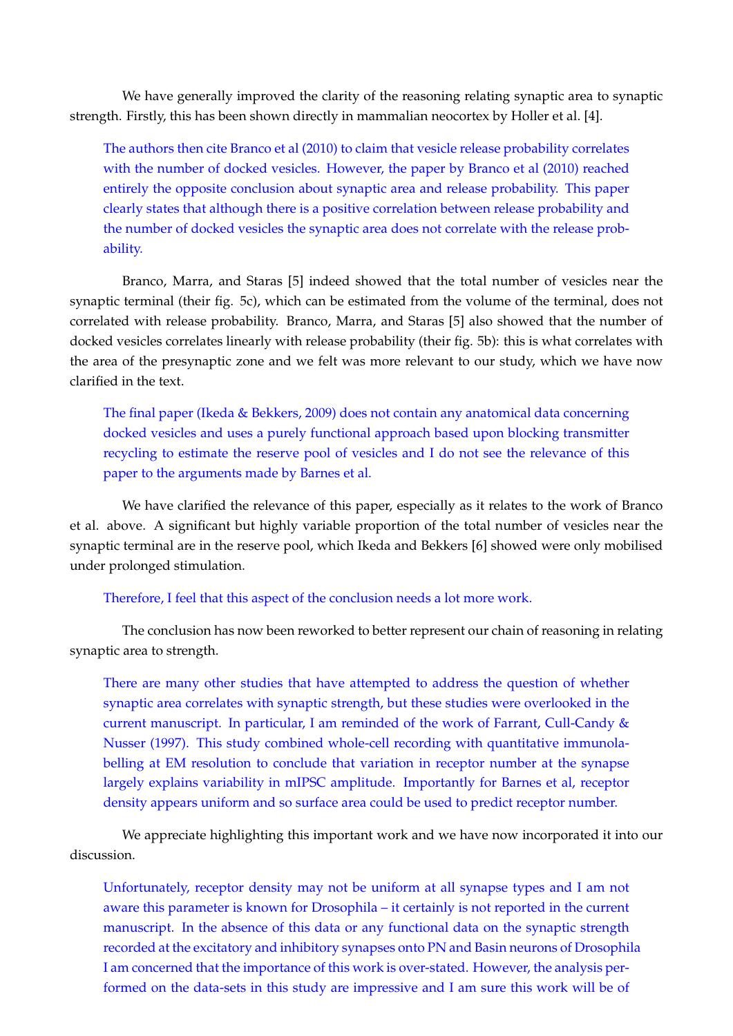We have generally improved the clarity of the reasoning relating synaptic area to synaptic strength. Firstly, this has been shown directly in mammalian neocortex by Holler et al. [4].

> The authors then cite Branco et al (2010) to claim that vesicle release probability correlates with the number of docked vesicles. However, the paper by Branco et al (2010) reached entirely the opposite conclusion about synaptic area and release probability. This paper clearly states that although there is a positive correlation between release probability and the number of docked vesicles the synaptic area does not correlate with the release probability.

Branco, Marra, and Staras [5] indeed showed that the total number of vesicles near the synaptic terminal (their fig. 5c), which can be estimated from the volume of the terminal, does not correlated with release probability. Branco, Marra, and Staras [5] also showed that the number of docked vesicles correlates linearly with release probability (their fig. 5b): this is what correlates with the area of the presynaptic zone and we felt was more relevant to our study, which we have now clarified in the text.

> The final paper (Ikeda & Bekkers, 2009) does not contain any anatomical data concerning docked vesicles and uses a purely functional approach based upon blocking transmitter recycling to estimate the reserve pool of vesicles and I do not see the relevance of this paper to the arguments made by Barnes et al.

We have clarified the relevance of this paper, especially as it relates to the work of Branco et al. above. A significant but highly variable proportion of the total number of vesicles near the synaptic terminal are in the reserve pool, which Ikeda and Bekkers [6] showed were only mobilised under prolonged stimulation.

> Therefore, I feel that this aspect of the conclusion needs a lot more work.

The conclusion has now been reworked to better represent our chain of reasoning in relating synaptic area to strength.

> There are many other studies that have attempted to address the question of whether synaptic area correlates with synaptic strength, but these studies were overlooked in the current manuscript. In particular, I am reminded of the work of Farrant, Cull-Candy & Nusser (1997). This study combined whole-cell recording with quantitative immunolabelling at EM resolution to conclude that variation in receptor number at the synapse largely explains variability in mIPSC amplitude. Importantly for Barnes et al, receptor density appears uniform and so surface area could be used to predict receptor number.

We appreciate highlighting this important work and we have now incorporated it into our discussion.

> Unfortunately, receptor density may not be uniform at all synapse types and I am not aware this parameter is known for Drosophila – it certainly is not reported in the current manuscript. In the absence of this data or any functional data on the synaptic strength recorded at the excitatory and inhibitory synapses onto PN and Basin neurons of Drosophila I am concerned that the importance of this work is over-stated. However, the analysis performed on the data-sets in this study are impressive and I am sure this work will be of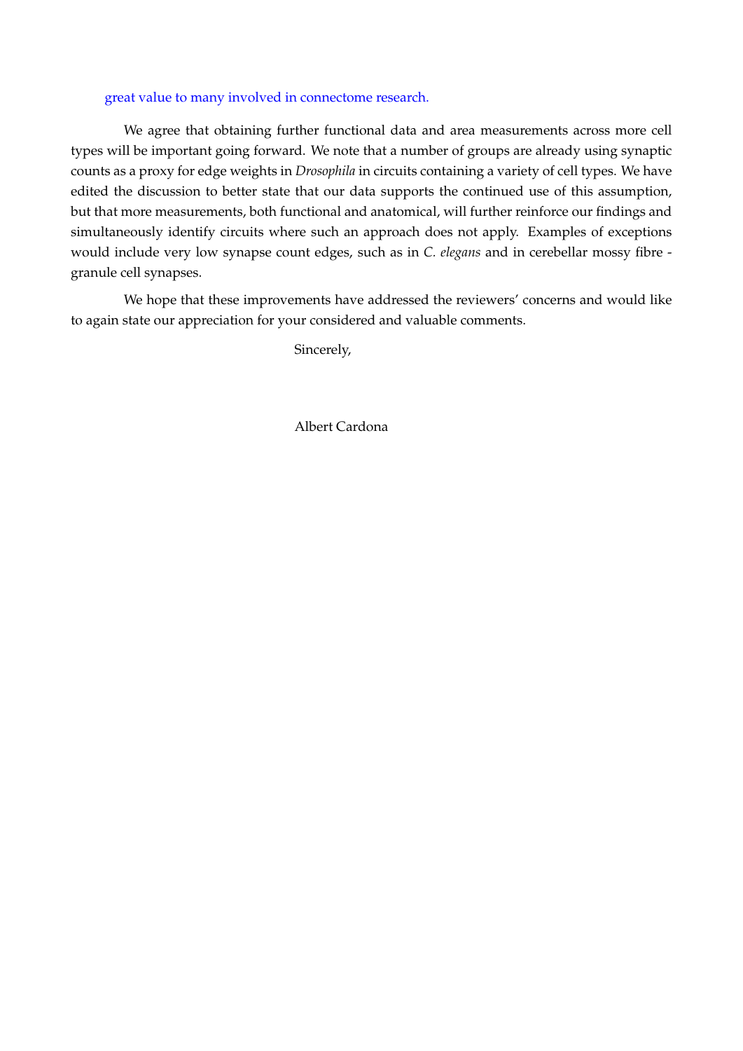great value to many involved in connectome research.

We agree that obtaining further functional data and area measurements across more cell types will be important going forward. We note that a number of groups are already using synaptic counts as a proxy for edge weights in *Drosophila* in circuits containing a variety of cell types. We have edited the discussion to better state that our data supports the continued use of this assumption, but that more measurements, both functional and anatomical, will further reinforce our findings and simultaneously identify circuits where such an approach does not apply. Examples of exceptions would include very low synapse count edges, such as in *C. elegans* and in cerebellar mossy fibre - granule cell synapses.

We hope that these improvements have addressed the reviewers' concerns and would like to again state our appreciation for your considered and valuable comments.

Sincerely,

Albert Cardona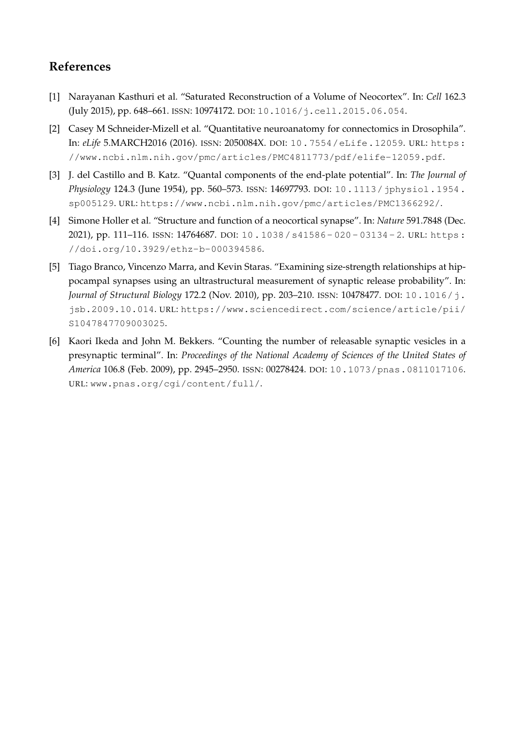## References

[1] Narayanan Kasthuri et al. "Saturated Reconstruction of a Volume of Neocortex". In: *Cell* 162.3 (July 2015), pp. 648–661. ISSN: 10974172. DOI: 10.1016/j.cell.2015.06.054.

[2] Casey M Schneider-Mizell et al. "Quantitative neuroanatomy for connectomics in Drosophila". In: *eLife* 5.MARCH2016 (2016). ISSN: 2050084X. DOI: 10.7554/eLife.12059. URL: https://www.ncbi.nlm.nih.gov/pmc/articles/PMC4811773/pdf/elife-12059.pdf.

[3] J. del Castillo and B. Katz. "Quantal components of the end-plate potential". In: *The Journal of Physiology* 124.3 (June 1954), pp. 560–573. ISSN: 14697793. DOI: 10.1113/jphysiol.1954.sp005129. URL: https://www.ncbi.nlm.nih.gov/pmc/articles/PMC1366292/.

[4] Simone Holler et al. "Structure and function of a neocortical synapse". In: *Nature* 591.7848 (Dec. 2021), pp. 111–116. ISSN: 14764687. DOI: 10.1038/s41586-020-03134-2. URL: https://doi.org/10.3929/ethz-b-000394586.

[5] Tiago Branco, Vincenzo Marra, and Kevin Staras. "Examining size-strength relationships at hippocampal synapses using an ultrastructural measurement of synaptic release probability". In: *Journal of Structural Biology* 172.2 (Nov. 2010), pp. 203–210. ISSN: 10478477. DOI: 10.1016/j.jsb.2009.10.014. URL: https://www.sciencedirect.com/science/article/pii/S1047847709003025.

[6] Kaori Ikeda and John M. Bekkers. "Counting the number of releasable synaptic vesicles in a presynaptic terminal". In: *Proceedings of the National Academy of Sciences of the United States of America* 106.8 (Feb. 2009), pp. 2945–2950. ISSN: 00278424. DOI: 10.1073/pnas.0811017106. URL: www.pnas.org/cgi/content/full/.